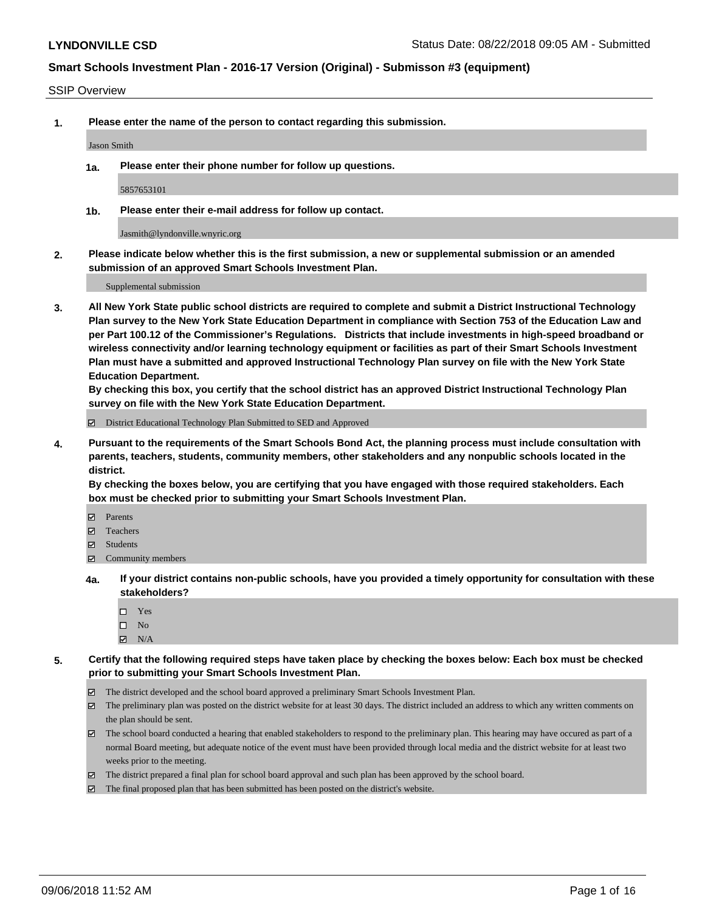**LYNDONVILLE CSD** Status Date: 08/22/2018 09:05 AM - Submitted

## Smart Schools Investment Plan - 2016-17 Version (Original) - Submisson #3 (equipment)

SSIP Overview

**1. Please enter the name of the person to contact regarding this submission.**

Jason Smith

**1a. Please enter their phone number for follow up questions.**

5857653101

**1b. Please enter their e-mail address for follow up contact.**

Jasmith@lyndonville.wnyric.org

**2. Please indicate below whether this is the first submission, a new or supplemental submission or an amended submission of an approved Smart Schools Investment Plan.**

Supplemental submission

**3. All New York State public school districts are required to complete and submit a District Instructional Technology Plan survey to the New York State Education Department in compliance with Section 753 of the Education Law and per Part 100.12 of the Commissioner's Regulations. Districts that include investments in high-speed broadband or wireless connectivity and/or learning technology equipment or facilities as part of their Smart Schools Investment Plan must have a submitted and approved Instructional Technology Plan survey on file with the New York State Education Department.**
**By checking this box, you certify that the school district has an approved District Instructional Technology Plan survey on file with the New York State Education Department.**

- ☑ District Educational Technology Plan Submitted to SED and Approved

**4. Pursuant to the requirements of the Smart Schools Bond Act, the planning process must include consultation with parents, teachers, students, community members, other stakeholders and any nonpublic schools located in the district.**
**By checking the boxes below, you are certifying that you have engaged with those required stakeholders. Each box must be checked prior to submitting your Smart Schools Investment Plan.**

- ☑ Parents
- ☑ Teachers
- ☑ Students
- ☑ Community members

**4a. If your district contains non-public schools, have you provided a timely opportunity for consultation with these stakeholders?**

- ☐ Yes
- ☐ No
- ☑ N/A

**5. Certify that the following required steps have taken place by checking the boxes below: Each box must be checked prior to submitting your Smart Schools Investment Plan.**

- ☑ The district developed and the school board approved a preliminary Smart Schools Investment Plan.
- ☑ The preliminary plan was posted on the district website for at least 30 days. The district included an address to which any written comments on the plan should be sent.
- ☑ The school board conducted a hearing that enabled stakeholders to respond to the preliminary plan. This hearing may have occured as part of a normal Board meeting, but adequate notice of the event must have been provided through local media and the district website for at least two weeks prior to the meeting.
- ☑ The district prepared a final plan for school board approval and such plan has been approved by the school board.
- ☑ The final proposed plan that has been submitted has been posted on the district's website.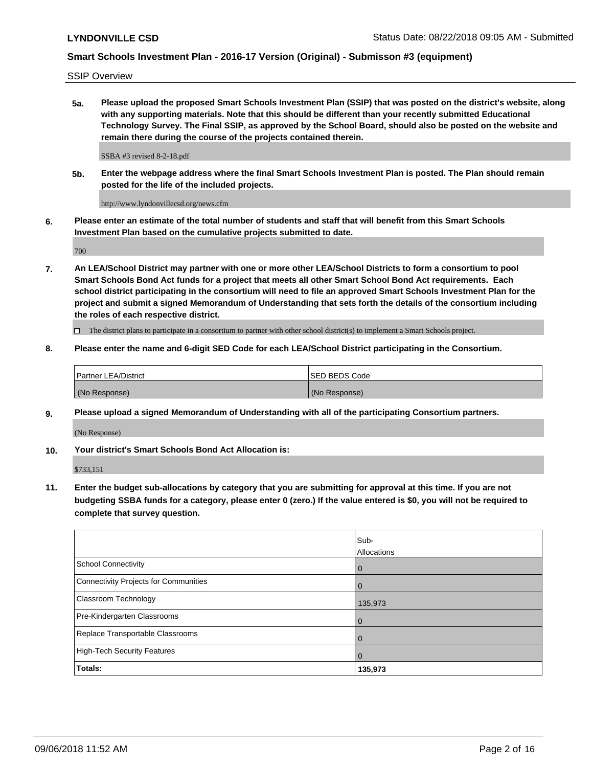SSIP Overview

**5a. Please upload the proposed Smart Schools Investment Plan (SSIP) that was posted on the district's website, along with any supporting materials. Note that this should be different than your recently submitted Educational Technology Survey. The Final SSIP, as approved by the School Board, should also be posted on the website and remain there during the course of the projects contained therein.**

SSBA #3 revised 8-2-18.pdf

**5b. Enter the webpage address where the final Smart Schools Investment Plan is posted. The Plan should remain posted for the life of the included projects.**

http://www.lyndonvillecsd.org/news.cfm

**6. Please enter an estimate of the total number of students and staff that will benefit from this Smart Schools Investment Plan based on the cumulative projects submitted to date.**

700

**7. An LEA/School District may partner with one or more other LEA/School Districts to form a consortium to pool Smart Schools Bond Act funds for a project that meets all other Smart School Bond Act requirements. Each school district participating in the consortium will need to file an approved Smart Schools Investment Plan for the project and submit a signed Memorandum of Understanding that sets forth the details of the consortium including the roles of each respective district.**

☐ The district plans to participate in a consortium to partner with other school district(s) to implement a Smart Schools project.

**8. Please enter the name and 6-digit SED Code for each LEA/School District participating in the Consortium.**

| Partner LEA/District | SED BEDS Code |
|---|---|
| (No Response) | (No Response) |

**9. Please upload a signed Memorandum of Understanding with all of the participating Consortium partners.**

(No Response)

**10. Your district's Smart Schools Bond Act Allocation is:**

$733,151

**11. Enter the budget sub-allocations by category that you are submitting for approval at this time. If you are not budgeting SSBA funds for a category, please enter 0 (zero.) If the value entered is $0, you will not be required to complete that survey question.**

| | Sub-Allocations |
|---|---|
| School Connectivity | 0 |
| Connectivity Projects for Communities | 0 |
| Classroom Technology | 135,973 |
| Pre-Kindergarten Classrooms | 0 |
| Replace Transportable Classrooms | 0 |
| High-Tech Security Features | 0 |
| **Totals:** | **135,973** |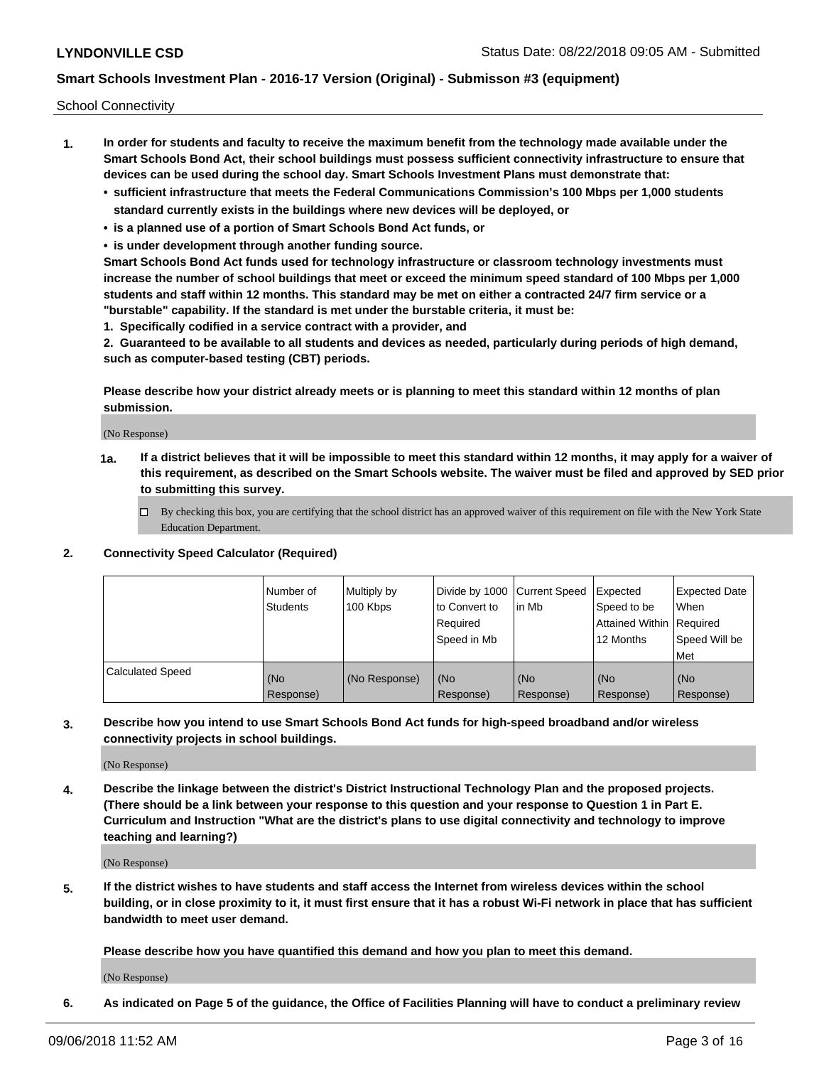School Connectivity

1. **In order for students and faculty to receive the maximum benefit from the technology made available under the Smart Schools Bond Act, their school buildings must possess sufficient connectivity infrastructure to ensure that devices can be used during the school day. Smart Schools Investment Plans must demonstrate that:**
   - **sufficient infrastructure that meets the Federal Communications Commission's 100 Mbps per 1,000 students standard currently exists in the buildings where new devices will be deployed, or**
   - **is a planned use of a portion of Smart Schools Bond Act funds, or**
   - **is under development through another funding source.**

   **Smart Schools Bond Act funds used for technology infrastructure or classroom technology investments must increase the number of school buildings that meet or exceed the minimum speed standard of 100 Mbps per 1,000 students and staff within 12 months. This standard may be met on either a contracted 24/7 firm service or a "burstable" capability. If the standard is met under the burstable criteria, it must be:**

   **1. Specifically codified in a service contract with a provider, and**

   **2. Guaranteed to be available to all students and devices as needed, particularly during periods of high demand, such as computer-based testing (CBT) periods.**

   **Please describe how your district already meets or is planning to meet this standard within 12 months of plan submission.**

   (No Response)

   **1a. If a district believes that it will be impossible to meet this standard within 12 months, it may apply for a waiver of this requirement, as described on the Smart Schools website. The waiver must be filed and approved by SED prior to submitting this survey.**

   ☐ By checking this box, you are certifying that the school district has an approved waiver of this requirement on file with the New York State Education Department.

2. **Connectivity Speed Calculator (Required)**

| | Number of Students | Multiply by 100 Kbps | Divide by 1000 to Convert to Required Speed in Mb | Current Speed in Mb | Expected Speed to be Attained Within 12 Months | Expected Date When Required Speed Will be Met |
|---|---|---|---|---|---|---|
| Calculated Speed | (No Response) | (No Response) | (No Response) | (No Response) | (No Response) | (No Response) |

3. **Describe how you intend to use Smart Schools Bond Act funds for high-speed broadband and/or wireless connectivity projects in school buildings.**

   (No Response)

4. **Describe the linkage between the district's District Instructional Technology Plan and the proposed projects. (There should be a link between your response to this question and your response to Question 1 in Part E. Curriculum and Instruction "What are the district's plans to use digital connectivity and technology to improve teaching and learning?)**

   (No Response)

5. **If the district wishes to have students and staff access the Internet from wireless devices within the school building, or in close proximity to it, it must first ensure that it has a robust Wi-Fi network in place that has sufficient bandwidth to meet user demand.**

   **Please describe how you have quantified this demand and how you plan to meet this demand.**

   (No Response)

6. **As indicated on Page 5 of the guidance, the Office of Facilities Planning will have to conduct a preliminary review**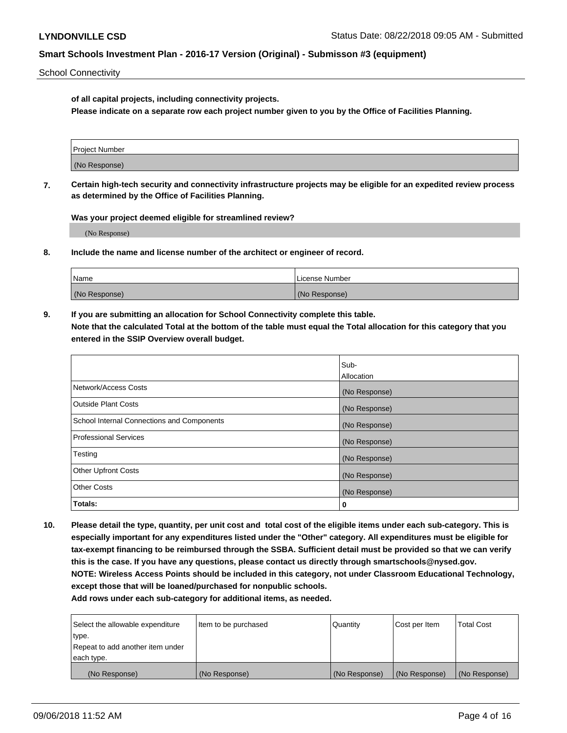**of all capital projects, including connectivity projects.**
**Please indicate on a separate row each project number given to you by the Office of Facilities Planning.**

| Project Number |
| --- |
| (No Response) |

**7. Certain high-tech security and connectivity infrastructure projects may be eligible for an expedited review process as determined by the Office of Facilities Planning.**

**Was your project deemed eligible for streamlined review?**

(No Response)

**8. Include the name and license number of the architect or engineer of record.**

| Name | License Number |
| --- | --- |
| (No Response) | (No Response) |

**9. If you are submitting an allocation for School Connectivity complete this table.**
**Note that the calculated Total at the bottom of the table must equal the Total allocation for this category that you entered in the SSIP Overview overall budget.**

| | Sub-Allocation |
| --- | --- |
| Network/Access Costs | (No Response) |
| Outside Plant Costs | (No Response) |
| School Internal Connections and Components | (No Response) |
| Professional Services | (No Response) |
| Testing | (No Response) |
| Other Upfront Costs | (No Response) |
| Other Costs | (No Response) |
| **Totals:** | **0** |

**10. Please detail the type, quantity, per unit cost and total cost of the eligible items under each sub-category. This is especially important for any expenditures listed under the "Other" category. All expenditures must be eligible for tax-exempt financing to be reimbursed through the SSBA. Sufficient detail must be provided so that we can verify this is the case. If you have any questions, please contact us directly through smartschools@nysed.gov.**
**NOTE: Wireless Access Points should be included in this category, not under Classroom Educational Technology, except those that will be loaned/purchased for nonpublic schools.**
**Add rows under each sub-category for additional items, as needed.**

| Select the allowable expenditure type. Repeat to add another item under each type. | Item to be purchased | Quantity | Cost per Item | Total Cost |
| --- | --- | --- | --- | --- |
| (No Response) | (No Response) | (No Response) | (No Response) | (No Response) |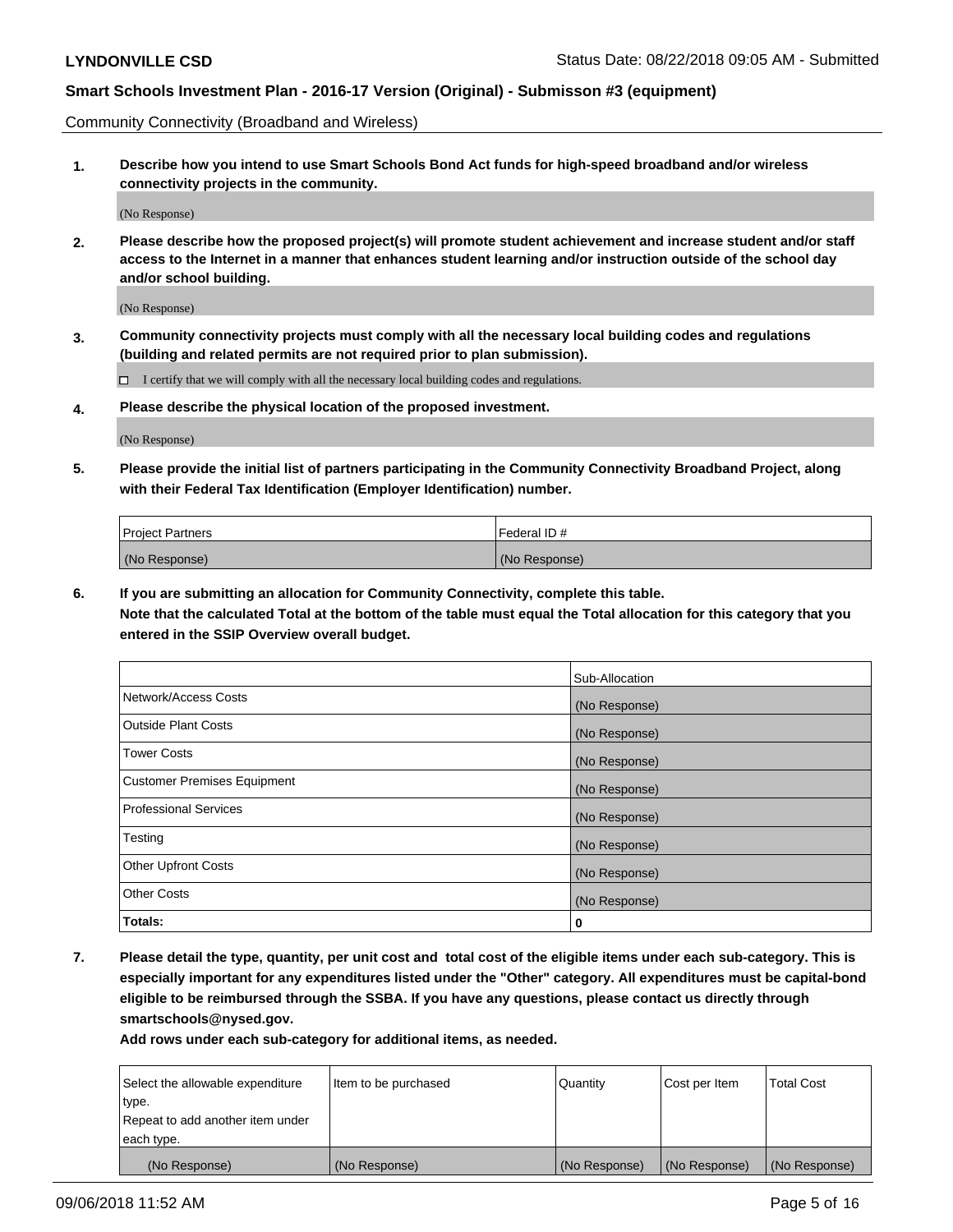Community Connectivity (Broadband and Wireless)

**1. Describe how you intend to use Smart Schools Bond Act funds for high-speed broadband and/or wireless connectivity projects in the community.**

(No Response)

**2. Please describe how the proposed project(s) will promote student achievement and increase student and/or staff access to the Internet in a manner that enhances student learning and/or instruction outside of the school day and/or school building.**

(No Response)

**3. Community connectivity projects must comply with all the necessary local building codes and regulations (building and related permits are not required prior to plan submission).**

☐ I certify that we will comply with all the necessary local building codes and regulations.

**4. Please describe the physical location of the proposed investment.**

(No Response)

**5. Please provide the initial list of partners participating in the Community Connectivity Broadband Project, along with their Federal Tax Identification (Employer Identification) number.**

| Project Partners | Federal ID # |
|---|---|
| (No Response) | (No Response) |

**6. If you are submitting an allocation for Community Connectivity, complete this table.**
**Note that the calculated Total at the bottom of the table must equal the Total allocation for this category that you entered in the SSIP Overview overall budget.**

| | Sub-Allocation |
|---|---|
| Network/Access Costs | (No Response) |
| Outside Plant Costs | (No Response) |
| Tower Costs | (No Response) |
| Customer Premises Equipment | (No Response) |
| Professional Services | (No Response) |
| Testing | (No Response) |
| Other Upfront Costs | (No Response) |
| Other Costs | (No Response) |
| **Totals:** | **0** |

**7. Please detail the type, quantity, per unit cost and total cost of the eligible items under each sub-category. This is especially important for any expenditures listed under the "Other" category. All expenditures must be capital-bond eligible to be reimbursed through the SSBA. If you have any questions, please contact us directly through smartschools@nysed.gov.**
**Add rows under each sub-category for additional items, as needed.**

| Select the allowable expenditure type. Repeat to add another item under each type. | Item to be purchased | Quantity | Cost per Item | Total Cost |
|---|---|---|---|---|
| (No Response) | (No Response) | (No Response) | (No Response) | (No Response) |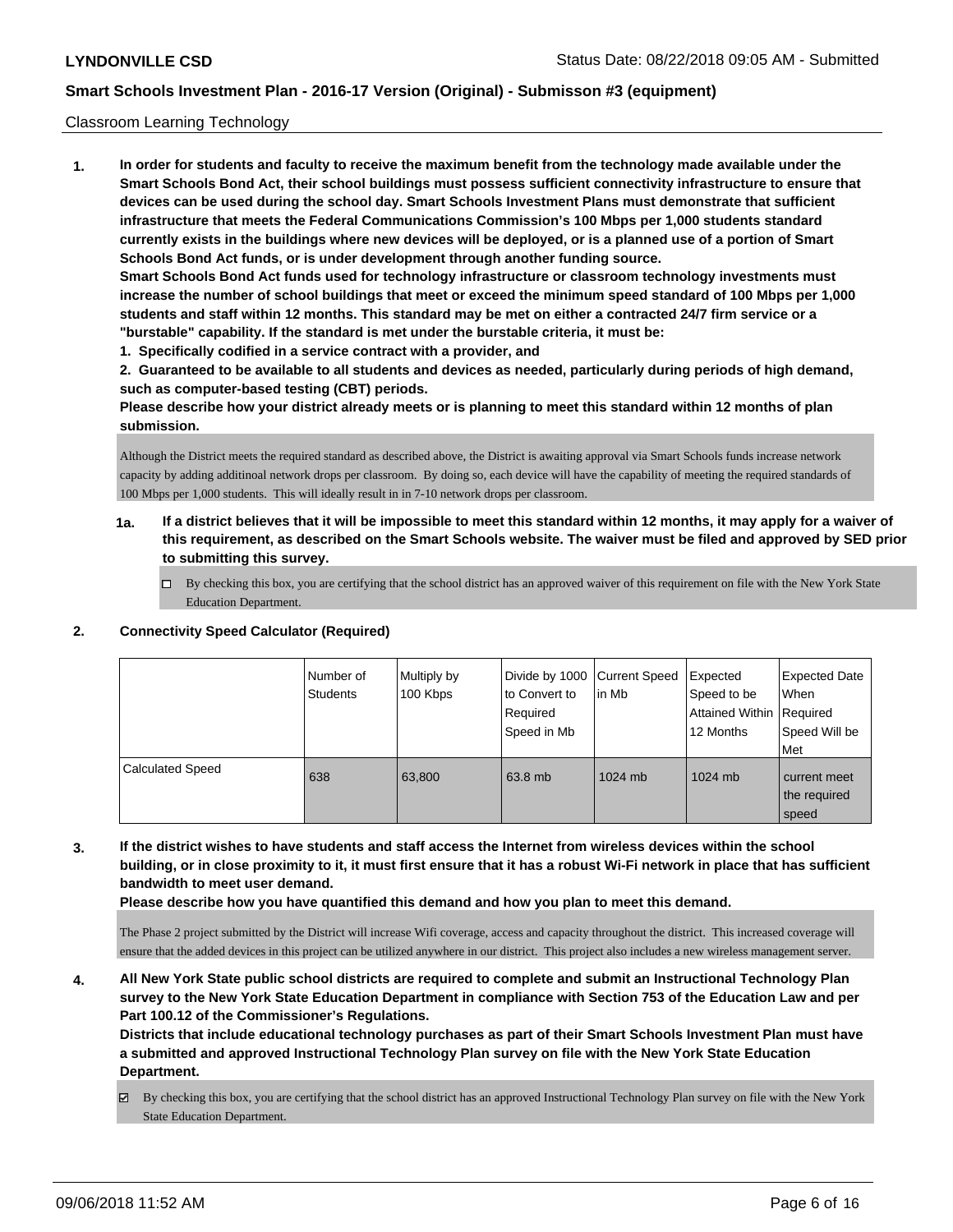Classroom Learning Technology

**1. In order for students and faculty to receive the maximum benefit from the technology made available under the Smart Schools Bond Act, their school buildings must possess sufficient connectivity infrastructure to ensure that devices can be used during the school day. Smart Schools Investment Plans must demonstrate that sufficient infrastructure that meets the Federal Communications Commission's 100 Mbps per 1,000 students standard currently exists in the buildings where new devices will be deployed, or is a planned use of a portion of Smart Schools Bond Act funds, or is under development through another funding source.**

**Smart Schools Bond Act funds used for technology infrastructure or classroom technology investments must increase the number of school buildings that meet or exceed the minimum speed standard of 100 Mbps per 1,000 students and staff within 12 months. This standard may be met on either a contracted 24/7 firm service or a "burstable" capability. If the standard is met under the burstable criteria, it must be:**

**1. Specifically codified in a service contract with a provider, and**

**2. Guaranteed to be available to all students and devices as needed, particularly during periods of high demand, such as computer-based testing (CBT) periods.**

**Please describe how your district already meets or is planning to meet this standard within 12 months of plan submission.**

Although the District meets the required standard as described above, the District is awaiting approval via Smart Schools funds increase network capacity by adding additinoal network drops per classroom. By doing so, each device will have the capability of meeting the required standards of 100 Mbps per 1,000 students. This will ideally result in in 7-10 network drops per classroom.

**1a. If a district believes that it will be impossible to meet this standard within 12 months, it may apply for a waiver of this requirement, as described on the Smart Schools website. The waiver must be filed and approved by SED prior to submitting this survey.**

☐ By checking this box, you are certifying that the school district has an approved waiver of this requirement on file with the New York State Education Department.

**2. Connectivity Speed Calculator (Required)**

| | Number of Students | Multiply by 100 Kbps | Divide by 1000 to Convert to Required Speed in Mb | Current Speed in Mb | Expected Speed to be Attained Within 12 Months | Expected Date When Required Speed Will be Met |
|---|---|---|---|---|---|---|
| Calculated Speed | 638 | 63,800 | 63.8 mb | 1024 mb | 1024 mb | current meet the required speed |

**3. If the district wishes to have students and staff access the Internet from wireless devices within the school building, or in close proximity to it, it must first ensure that it has a robust Wi-Fi network in place that has sufficient bandwidth to meet user demand.**

**Please describe how you have quantified this demand and how you plan to meet this demand.**

The Phase 2 project submitted by the District will increase Wifi coverage, access and capacity throughout the district. This increased coverage will ensure that the added devices in this project can be utilized anywhere in our district. This project also includes a new wireless management server.

**4. All New York State public school districts are required to complete and submit an Instructional Technology Plan survey to the New York State Education Department in compliance with Section 753 of the Education Law and per Part 100.12 of the Commissioner's Regulations.**

**Districts that include educational technology purchases as part of their Smart Schools Investment Plan must have a submitted and approved Instructional Technology Plan survey on file with the New York State Education Department.**

☑ By checking this box, you are certifying that the school district has an approved Instructional Technology Plan survey on file with the New York State Education Department.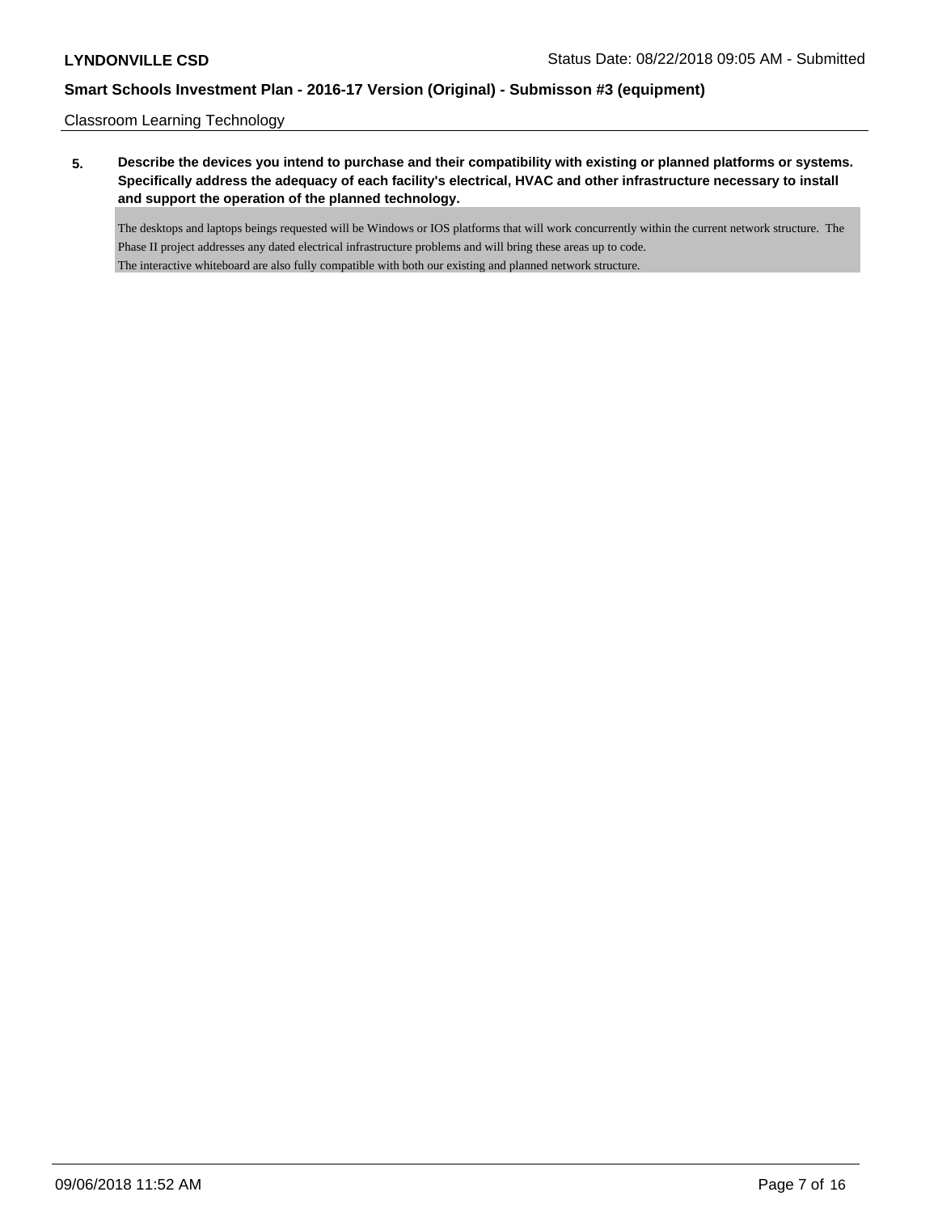Classroom Learning Technology

**5. Describe the devices you intend to purchase and their compatibility with existing or planned platforms or systems. Specifically address the adequacy of each facility's electrical, HVAC and other infrastructure necessary to install and support the operation of the planned technology.**

The desktops and laptops beings requested will be Windows or IOS platforms that will work concurrently within the current network structure. The Phase II project addresses any dated electrical infrastructure problems and will bring these areas up to code.
The interactive whiteboard are also fully compatible with both our existing and planned network structure.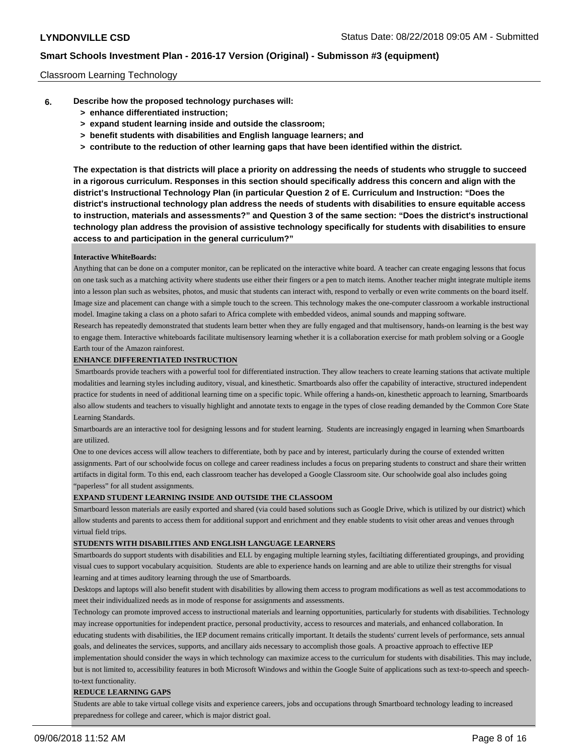Classroom Learning Technology

**6. Describe how the proposed technology purchases will:**
 **> enhance differentiated instruction;**
 **> expand student learning inside and outside the classroom;**
 **> benefit students with disabilities and English language learners; and**
 **> contribute to the reduction of other learning gaps that have been identified within the district.**

**The expectation is that districts will place a priority on addressing the needs of students who struggle to succeed in a rigorous curriculum. Responses in this section should specifically address this concern and align with the district's Instructional Technology Plan (in particular Question 2 of E. Curriculum and Instruction: "Does the district's instructional technology plan address the needs of students with disabilities to ensure equitable access to instruction, materials and assessments?" and Question 3 of the same section: "Does the district's instructional technology plan address the provision of assistive technology specifically for students with disabilities to ensure access to and participation in the general curriculum?"**

**Interactive WhiteBoards:**

Anything that can be done on a computer monitor, can be replicated on the interactive white board. A teacher can create engaging lessons that focus on one task such as a matching activity where students use either their fingers or a pen to match items. Another teacher might integrate multiple items into a lesson plan such as websites, photos, and music that students can interact with, respond to verbally or even write comments on the board itself. Image size and placement can change with a simple touch to the screen. This technology makes the one-computer classroom a workable instructional model. Imagine taking a class on a photo safari to Africa complete with embedded videos, animal sounds and mapping software.

Research has repeatedly demonstrated that students learn better when they are fully engaged and that multisensory, hands-on learning is the best way to engage them. Interactive whiteboards facilitate multisensory learning whether it is a collaboration exercise for math problem solving or a Google Earth tour of the Amazon rainforest.

**ENHANCE DIFFERENTIATED INSTRUCTION**

Smartboards provide teachers with a powerful tool for differentiated instruction. They allow teachers to create learning stations that activate multiple modalities and learning styles including auditory, visual, and kinesthetic. Smartboards also offer the capability of interactive, structured independent practice for students in need of additional learning time on a specific topic. While offering a hands-on, kinesthetic approach to learning, Smartboards also allow students and teachers to visually highlight and annotate texts to engage in the types of close reading demanded by the Common Core State Learning Standards.

Smartboards are an interactive tool for designing lessons and for student learning. Students are increasingly engaged in learning when Smartboards are utilized.

One to one devices access will allow teachers to differentiate, both by pace and by interest, particularly during the course of extended written assignments. Part of our schoolwide focus on college and career readiness includes a focus on preparing students to construct and share their written artifacts in digital form. To this end, each classroom teacher has developed a Google Classroom site. Our schoolwide goal also includes going "paperless" for all student assignments.

**EXPAND STUDENT LEARNING INSIDE AND OUTSIDE THE CLASSOOM**

Smartboard lesson materials are easily exported and shared (via could based solutions such as Google Drive, which is utilized by our district) which allow students and parents to access them for additional support and enrichment and they enable students to visit other areas and venues through virtual field trips.

**STUDENTS WITH DISABILITIES AND ENGLISH LANGUAGE LEARNERS**

Smartboards do support students with disabilities and ELL by engaging multiple learning styles, faciltiating differentiated groupings, and providing visual cues to support vocabulary acquisition. Students are able to experience hands on learning and are able to utilize their strengths for visual learning and at times auditory learning through the use of Smartboards.

Desktops and laptops will also benefit student with disabilities by allowing them access to program modifications as well as test accommodations to meet their individualized needs as in mode of response for assignments and assessments.

Technology can promote improved access to instructional materials and learning opportunities, particularly for students with disabilities. Technology may increase opportunities for independent practice, personal productivity, access to resources and materials, and enhanced collaboration. In educating students with disabilities, the IEP document remains critically important. It details the students' current levels of performance, sets annual goals, and delineates the services, supports, and ancillary aids necessary to accomplish those goals. A proactive approach to effective IEP implementation should consider the ways in which technology can maximize access to the curriculum for students with disabilities. This may include, but is not limited to, accessibility features in both Microsoft Windows and within the Google Suite of applications such as text-to-speech and speech-to-text functionality.

**REDUCE LEARNING GAPS**

Students are able to take virtual college visits and experience careers, jobs and occupations through Smartboard technology leading to increased preparedness for college and career, which is major district goal.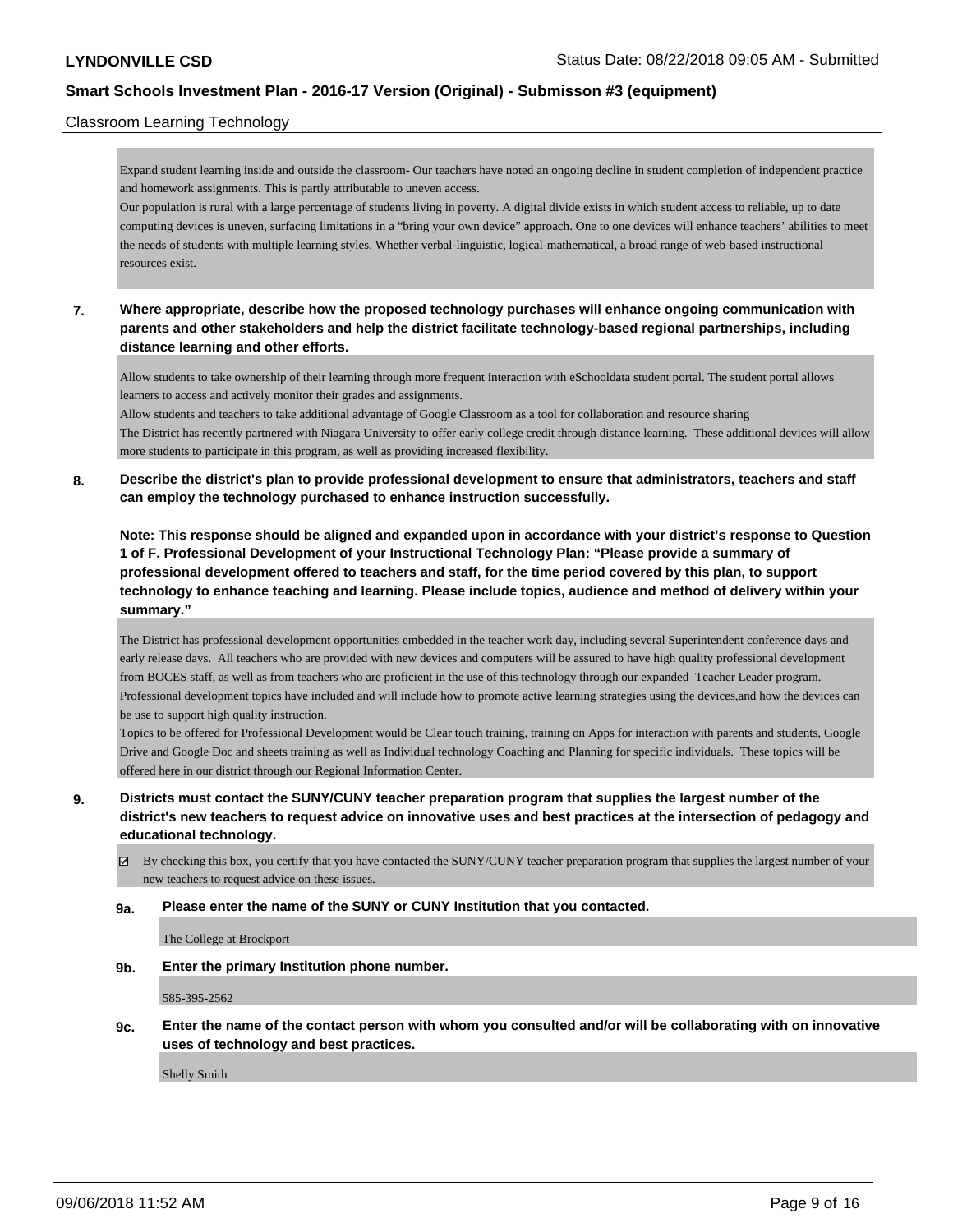Classroom Learning Technology

Expand student learning inside and outside the classroom- Our teachers have noted an ongoing decline in student completion of independent practice and homework assignments. This is partly attributable to uneven access.
Our population is rural with a large percentage of students living in poverty. A digital divide exists in which student access to reliable, up to date computing devices is uneven, surfacing limitations in a "bring your own device" approach. One to one devices will enhance teachers' abilities to meet the needs of students with multiple learning styles. Whether verbal-linguistic, logical-mathematical, a broad range of web-based instructional resources exist.

**7. Where appropriate, describe how the proposed technology purchases will enhance ongoing communication with parents and other stakeholders and help the district facilitate technology-based regional partnerships, including distance learning and other efforts.**

Allow students to take ownership of their learning through more frequent interaction with eSchooldata student portal. The student portal allows learners to access and actively monitor their grades and assignments.
Allow students and teachers to take additional advantage of Google Classroom as a tool for collaboration and resource sharing
The District has recently partnered with Niagara University to offer early college credit through distance learning. These additional devices will allow more students to participate in this program, as well as providing increased flexibility.

**8. Describe the district's plan to provide professional development to ensure that administrators, teachers and staff can employ the technology purchased to enhance instruction successfully.**

**Note: This response should be aligned and expanded upon in accordance with your district's response to Question 1 of F. Professional Development of your Instructional Technology Plan: "Please provide a summary of professional development offered to teachers and staff, for the time period covered by this plan, to support technology to enhance teaching and learning. Please include topics, audience and method of delivery within your summary."**

The District has professional development opportunities embedded in the teacher work day, including several Superintendent conference days and early release days. All teachers who are provided with new devices and computers will be assured to have high quality professional development from BOCES staff, as well as from teachers who are proficient in the use of this technology through our expanded Teacher Leader program. Professional development topics have included and will include how to promote active learning strategies using the devices,and how the devices can be use to support high quality instruction.
Topics to be offered for Professional Development would be Clear touch training, training on Apps for interaction with parents and students, Google Drive and Google Doc and sheets training as well as Individual technology Coaching and Planning for specific individuals. These topics will be offered here in our district through our Regional Information Center.

**9. Districts must contact the SUNY/CUNY teacher preparation program that supplies the largest number of the district's new teachers to request advice on innovative uses and best practices at the intersection of pedagogy and educational technology.**

☑ By checking this box, you certify that you have contacted the SUNY/CUNY teacher preparation program that supplies the largest number of your new teachers to request advice on these issues.

**9a. Please enter the name of the SUNY or CUNY Institution that you contacted.**

The College at Brockport

**9b. Enter the primary Institution phone number.**

585-395-2562

**9c. Enter the name of the contact person with whom you consulted and/or will be collaborating with on innovative uses of technology and best practices.**

Shelly Smith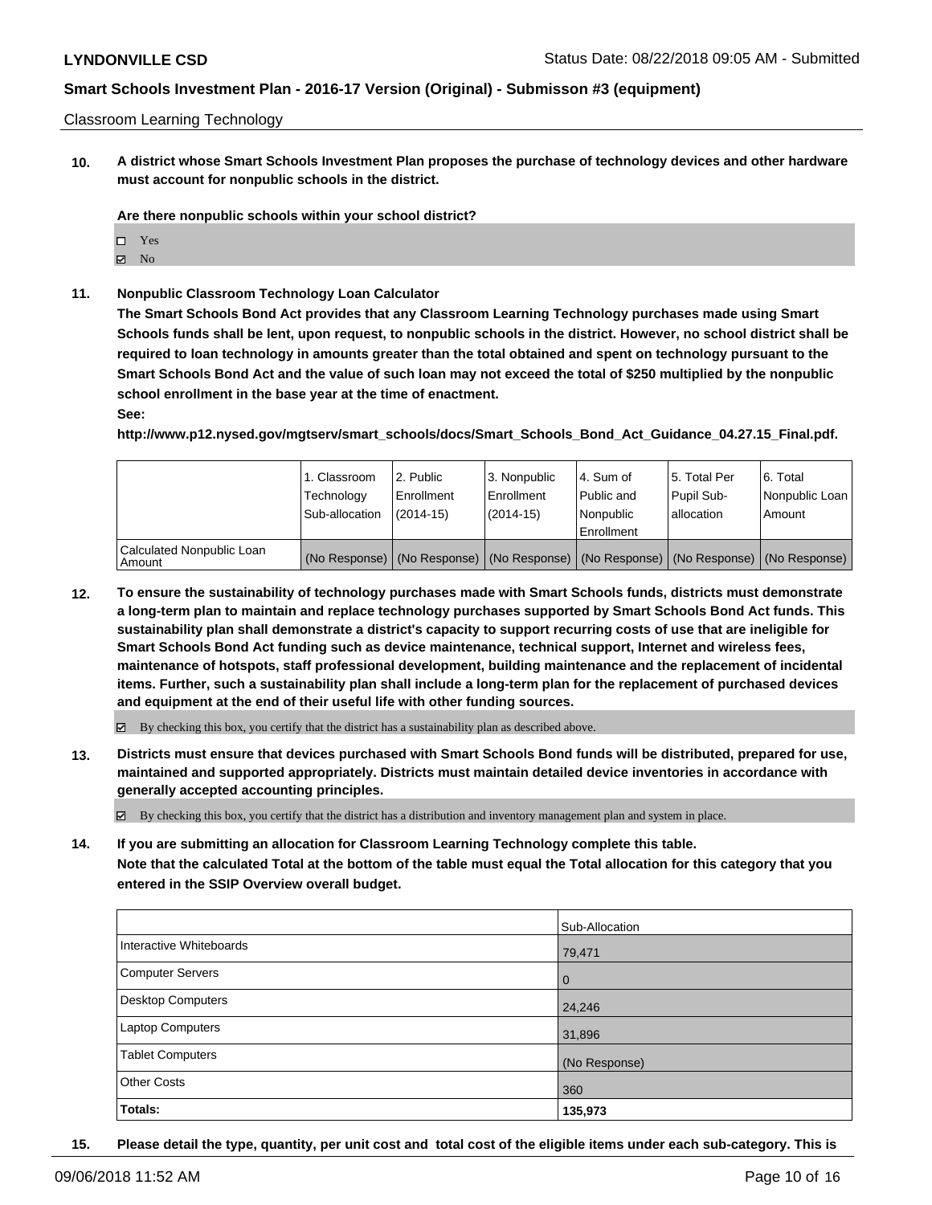Classroom Learning Technology

**10. A district whose Smart Schools Investment Plan proposes the purchase of technology devices and other hardware must account for nonpublic schools in the district.**

**Are there nonpublic schools within your school district?**

- ☐ Yes
- ☑ No

**11. Nonpublic Classroom Technology Loan Calculator**

**The Smart Schools Bond Act provides that any Classroom Learning Technology purchases made using Smart Schools funds shall be lent, upon request, to nonpublic schools in the district. However, no school district shall be required to loan technology in amounts greater than the total obtained and spent on technology pursuant to the Smart Schools Bond Act and the value of such loan may not exceed the total of $250 multiplied by the nonpublic school enrollment in the base year at the time of enactment.**

**See:**

**http://www.p12.nysed.gov/mgtserv/smart_schools/docs/Smart_Schools_Bond_Act_Guidance_04.27.15_Final.pdf.**

| | 1. Classroom Technology Sub-allocation | 2. Public Enrollment (2014-15) | 3. Nonpublic Enrollment (2014-15) | 4. Sum of Public and Nonpublic Enrollment | 5. Total Per Pupil Sub-allocation | 6. Total Nonpublic Loan Amount |
|---|---|---|---|---|---|---|
| Calculated Nonpublic Loan Amount | (No Response) | (No Response) | (No Response) | (No Response) | (No Response) | (No Response) |

**12. To ensure the sustainability of technology purchases made with Smart Schools funds, districts must demonstrate a long-term plan to maintain and replace technology purchases supported by Smart Schools Bond Act funds. This sustainability plan shall demonstrate a district's capacity to support recurring costs of use that are ineligible for Smart Schools Bond Act funding such as device maintenance, technical support, Internet and wireless fees, maintenance of hotspots, staff professional development, building maintenance and the replacement of incidental items. Further, such a sustainability plan shall include a long-term plan for the replacement of purchased devices and equipment at the end of their useful life with other funding sources.**

☑ By checking this box, you certify that the district has a sustainability plan as described above.

**13. Districts must ensure that devices purchased with Smart Schools Bond funds will be distributed, prepared for use, maintained and supported appropriately. Districts must maintain detailed device inventories in accordance with generally accepted accounting principles.**

☑ By checking this box, you certify that the district has a distribution and inventory management plan and system in place.

**14. If you are submitting an allocation for Classroom Learning Technology complete this table. Note that the calculated Total at the bottom of the table must equal the Total allocation for this category that you entered in the SSIP Overview overall budget.**

| | Sub-Allocation |
|---|---|
| Interactive Whiteboards | 79,471 |
| Computer Servers | 0 |
| Desktop Computers | 24,246 |
| Laptop Computers | 31,896 |
| Tablet Computers | (No Response) |
| Other Costs | 360 |
| **Totals:** | **135,973** |

**15. Please detail the type, quantity, per unit cost and total cost of the eligible items under each sub-category. This is**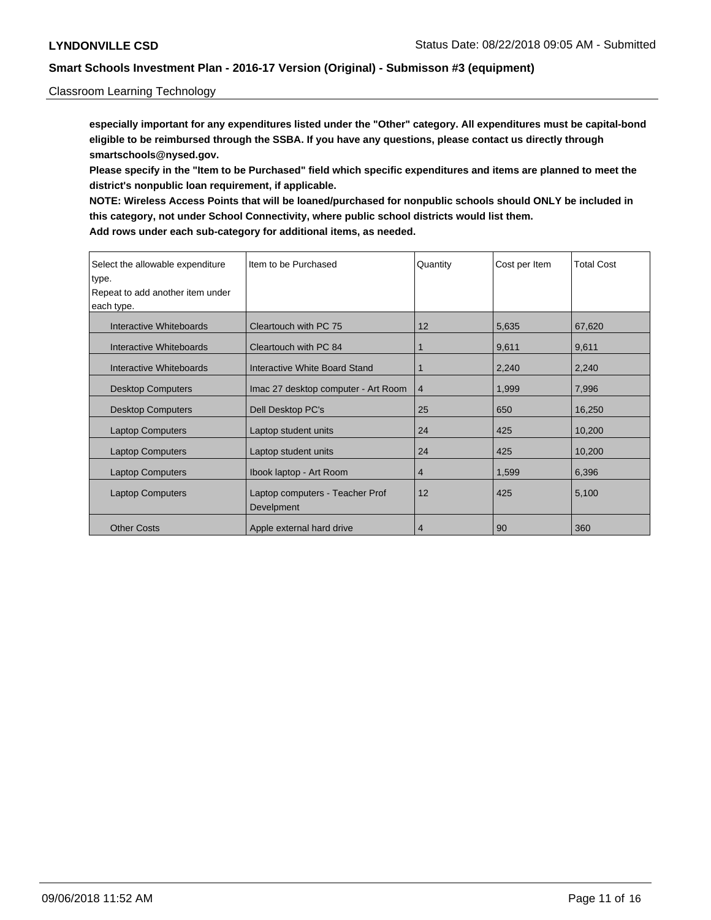Classroom Learning Technology

**especially important for any expenditures listed under the "Other" category. All expenditures must be capital-bond eligible to be reimbursed through the SSBA. If you have any questions, please contact us directly through smartschools@nysed.gov.**

**Please specify in the "Item to be Purchased" field which specific expenditures and items are planned to meet the district's nonpublic loan requirement, if applicable.**

**NOTE: Wireless Access Points that will be loaned/purchased for nonpublic schools should ONLY be included in this category, not under School Connectivity, where public school districts would list them.**

**Add rows under each sub-category for additional items, as needed.**

| Select the allowable expenditure type. Repeat to add another item under each type. | Item to be Purchased | Quantity | Cost per Item | Total Cost |
|---|---|---|---|---|
| Interactive Whiteboards | Cleartouch with PC 75 | 12 | 5,635 | 67,620 |
| Interactive Whiteboards | Cleartouch with PC 84 | 1 | 9,611 | 9,611 |
| Interactive Whiteboards | Interactive White Board Stand | 1 | 2,240 | 2,240 |
| Desktop Computers | Imac 27 desktop computer - Art Room | 4 | 1,999 | 7,996 |
| Desktop Computers | Dell Desktop PC's | 25 | 650 | 16,250 |
| Laptop Computers | Laptop student units | 24 | 425 | 10,200 |
| Laptop Computers | Laptop student units | 24 | 425 | 10,200 |
| Laptop Computers | Ibook laptop - Art Room | 4 | 1,599 | 6,396 |
| Laptop Computers | Laptop computers - Teacher Prof Develpment | 12 | 425 | 5,100 |
| Other Costs | Apple external hard drive | 4 | 90 | 360 |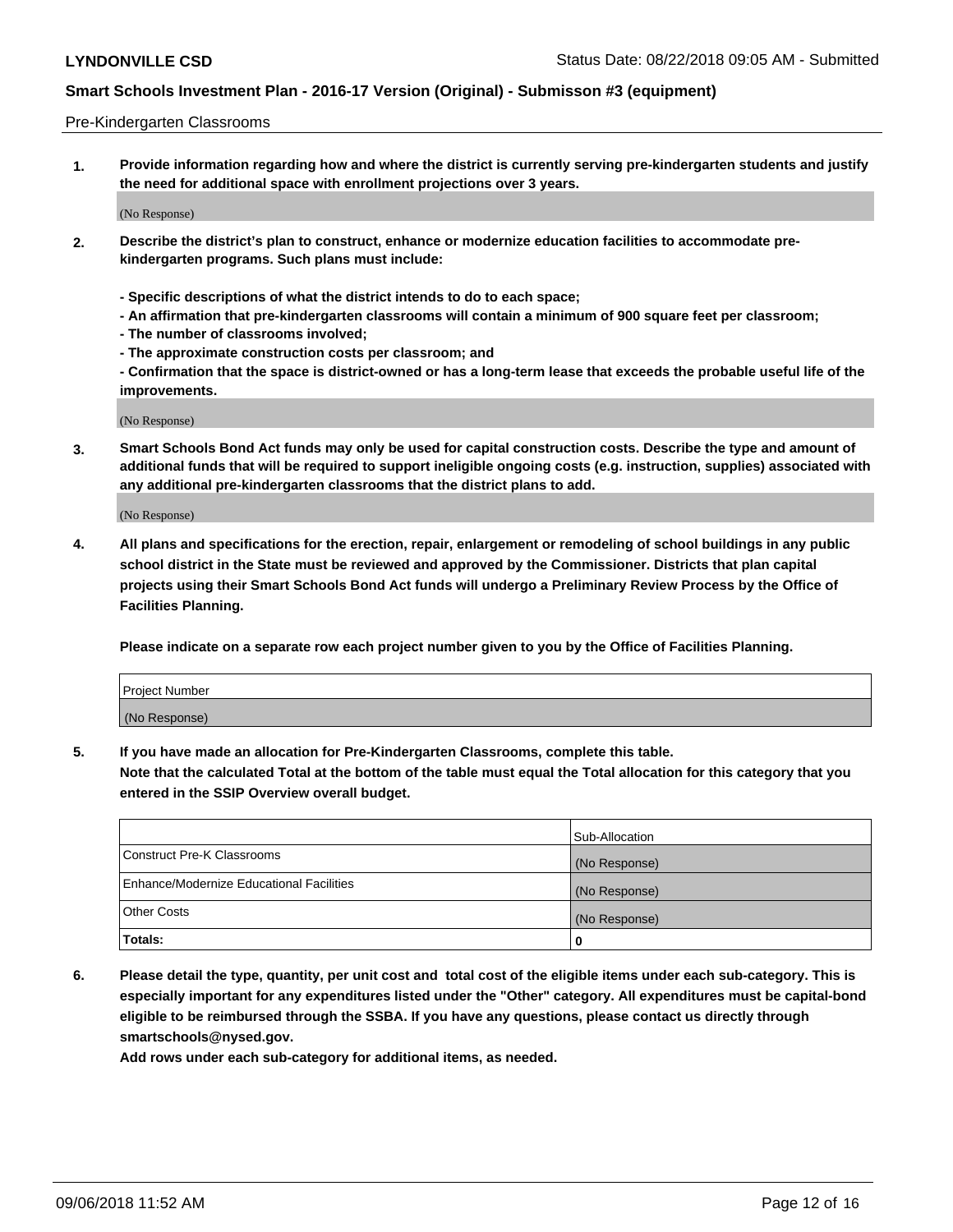Pre-Kindergarten Classrooms

1. **Provide information regarding how and where the district is currently serving pre-kindergarten students and justify the need for additional space with enrollment projections over 3 years.**

(No Response)

2. **Describe the district's plan to construct, enhance or modernize education facilities to accommodate pre-kindergarten programs. Such plans must include:**

   **- Specific descriptions of what the district intends to do to each space;**
   **- An affirmation that pre-kindergarten classrooms will contain a minimum of 900 square feet per classroom;**
   **- The number of classrooms involved;**
   **- The approximate construction costs per classroom; and**
   **- Confirmation that the space is district-owned or has a long-term lease that exceeds the probable useful life of the improvements.**

(No Response)

3. **Smart Schools Bond Act funds may only be used for capital construction costs. Describe the type and amount of additional funds that will be required to support ineligible ongoing costs (e.g. instruction, supplies) associated with any additional pre-kindergarten classrooms that the district plans to add.**

(No Response)

4. **All plans and specifications for the erection, repair, enlargement or remodeling of school buildings in any public school district in the State must be reviewed and approved by the Commissioner. Districts that plan capital projects using their Smart Schools Bond Act funds will undergo a Preliminary Review Process by the Office of Facilities Planning.**

   **Please indicate on a separate row each project number given to you by the Office of Facilities Planning.**

| Project Number |
| --- |
| (No Response) |

5. **If you have made an allocation for Pre-Kindergarten Classrooms, complete this table.**
   **Note that the calculated Total at the bottom of the table must equal the Total allocation for this category that you entered in the SSIP Overview overall budget.**

| | Sub-Allocation |
| --- | --- |
| Construct Pre-K Classrooms | (No Response) |
| Enhance/Modernize Educational Facilities | (No Response) |
| Other Costs | (No Response) |
| **Totals:** | **0** |

6. **Please detail the type, quantity, per unit cost and total cost of the eligible items under each sub-category. This is especially important for any expenditures listed under the "Other" category. All expenditures must be capital-bond eligible to be reimbursed through the SSBA. If you have any questions, please contact us directly through smartschools@nysed.gov.**
   **Add rows under each sub-category for additional items, as needed.**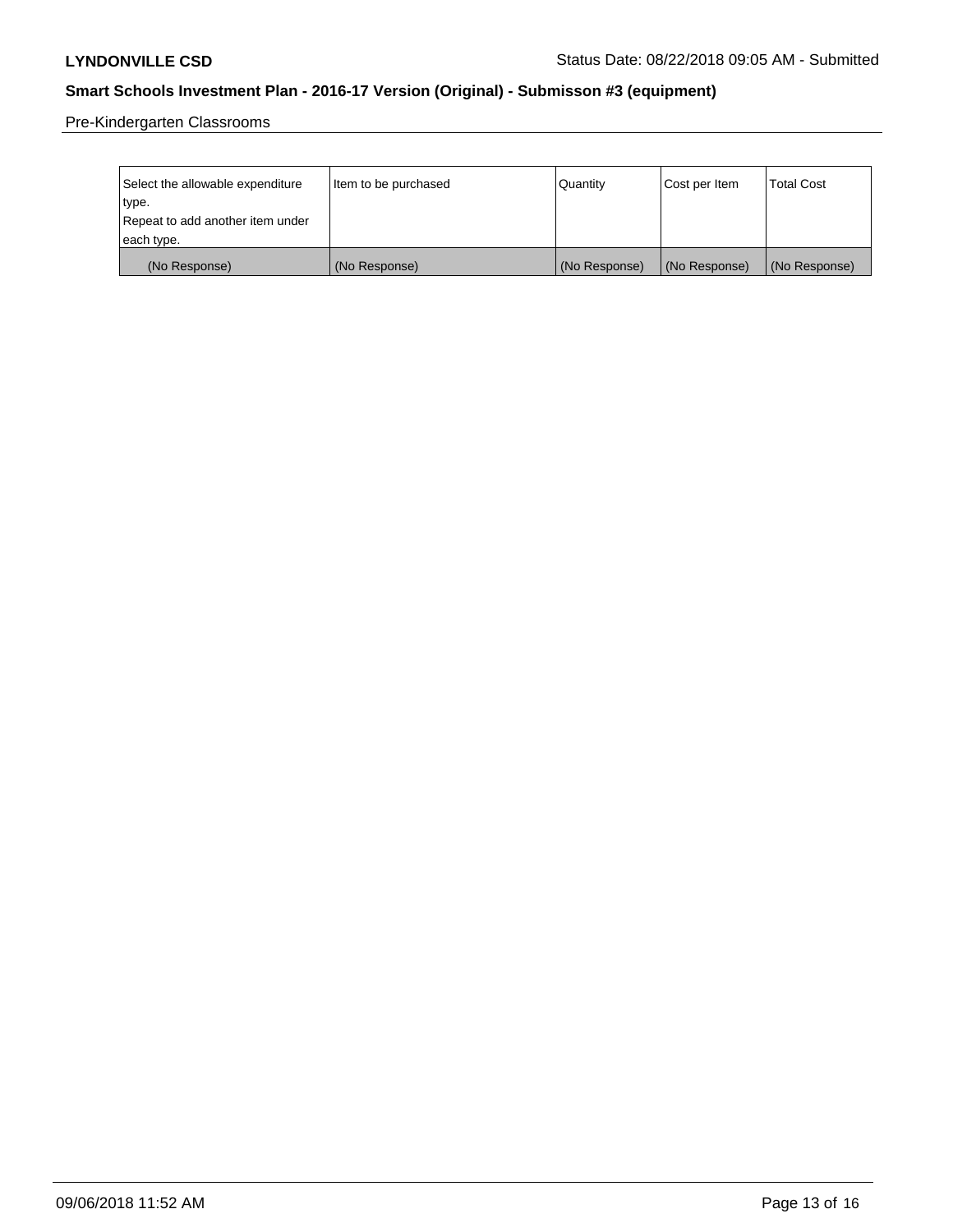Pre-Kindergarten Classrooms

| Select the allowable expenditure type. Repeat to add another item under each type. | Item to be purchased | Quantity | Cost per Item | Total Cost |
| --- | --- | --- | --- | --- |
| (No Response) | (No Response) | (No Response) | (No Response) | (No Response) |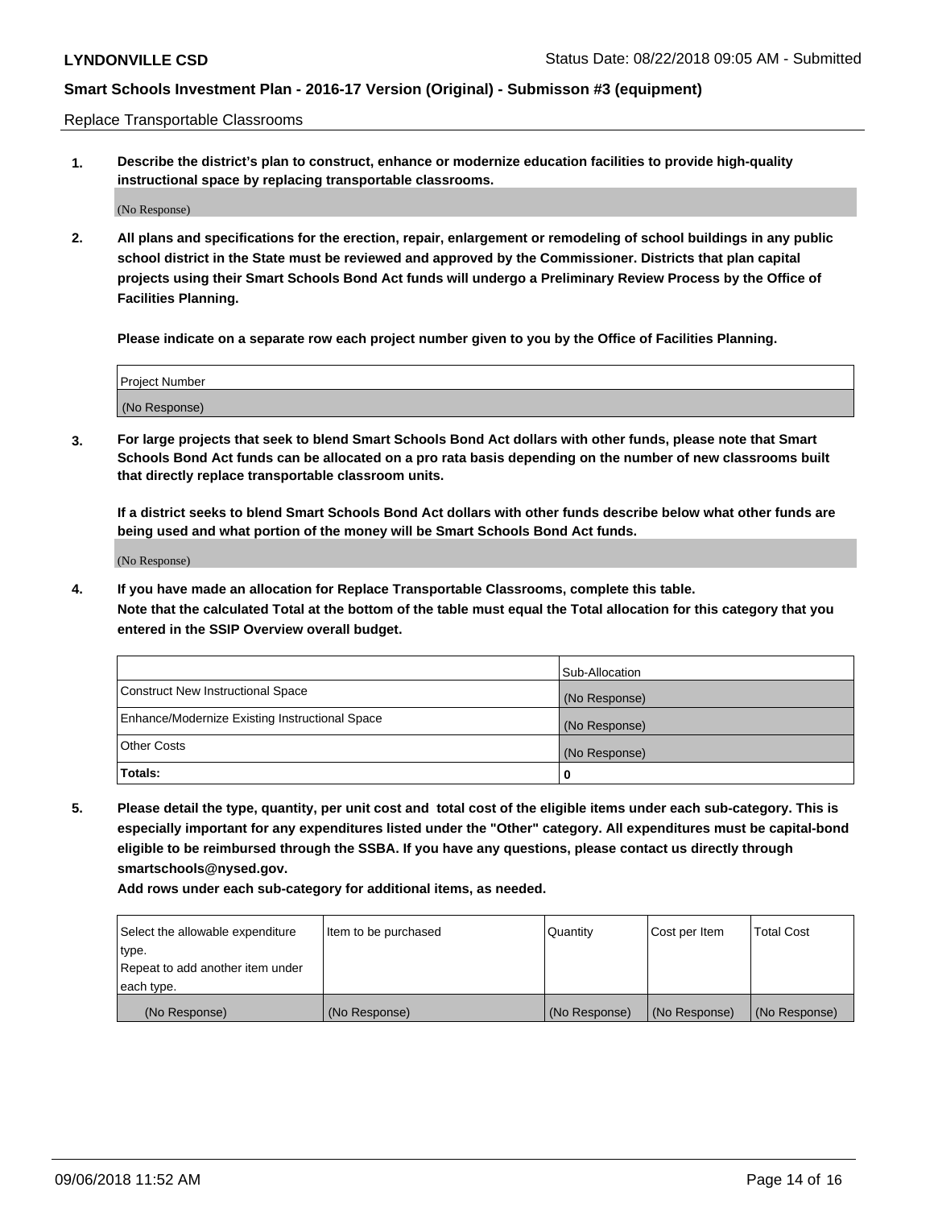Replace Transportable Classrooms

**1. Describe the district's plan to construct, enhance or modernize education facilities to provide high-quality instructional space by replacing transportable classrooms.**

(No Response)

**2. All plans and specifications for the erection, repair, enlargement or remodeling of school buildings in any public school district in the State must be reviewed and approved by the Commissioner. Districts that plan capital projects using their Smart Schools Bond Act funds will undergo a Preliminary Review Process by the Office of Facilities Planning.**

**Please indicate on a separate row each project number given to you by the Office of Facilities Planning.**

| Project Number |
|---|
| (No Response) |

**3. For large projects that seek to blend Smart Schools Bond Act dollars with other funds, please note that Smart Schools Bond Act funds can be allocated on a pro rata basis depending on the number of new classrooms built that directly replace transportable classroom units.**

**If a district seeks to blend Smart Schools Bond Act dollars with other funds describe below what other funds are being used and what portion of the money will be Smart Schools Bond Act funds.**

(No Response)

**4. If you have made an allocation for Replace Transportable Classrooms, complete this table. Note that the calculated Total at the bottom of the table must equal the Total allocation for this category that you entered in the SSIP Overview overall budget.**

| | Sub-Allocation |
|---|---|
| Construct New Instructional Space | (No Response) |
| Enhance/Modernize Existing Instructional Space | (No Response) |
| Other Costs | (No Response) |
| **Totals:** | **0** |

**5. Please detail the type, quantity, per unit cost and total cost of the eligible items under each sub-category. This is especially important for any expenditures listed under the "Other" category. All expenditures must be capital-bond eligible to be reimbursed through the SSBA. If you have any questions, please contact us directly through smartschools@nysed.gov.**

**Add rows under each sub-category for additional items, as needed.**

| Select the allowable expenditure type. Repeat to add another item under each type. | Item to be purchased | Quantity | Cost per Item | Total Cost |
|---|---|---|---|---|
| (No Response) | (No Response) | (No Response) | (No Response) | (No Response) |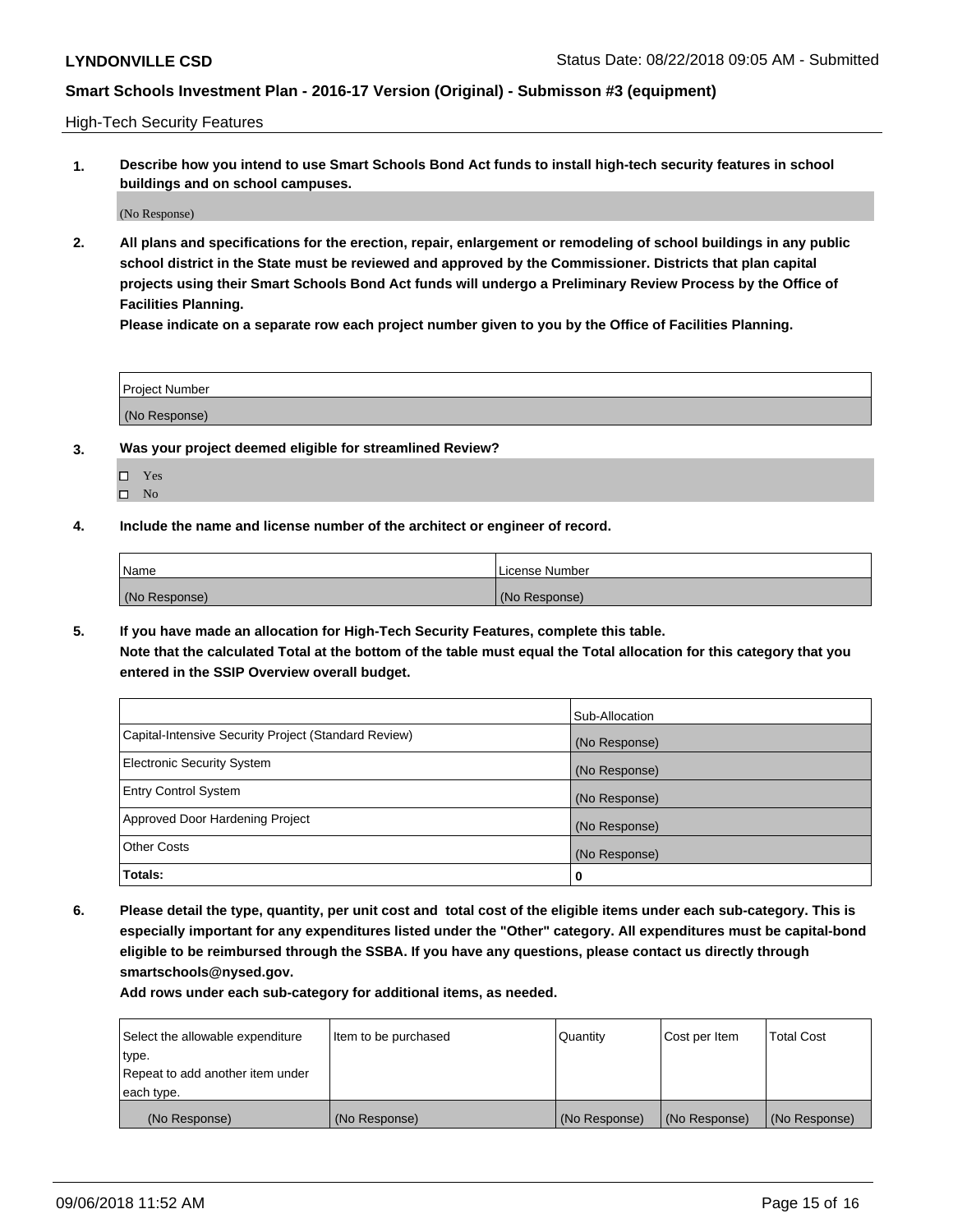High-Tech Security Features

**1. Describe how you intend to use Smart Schools Bond Act funds to install high-tech security features in school buildings and on school campuses.**

(No Response)

**2. All plans and specifications for the erection, repair, enlargement or remodeling of school buildings in any public school district in the State must be reviewed and approved by the Commissioner. Districts that plan capital projects using their Smart Schools Bond Act funds will undergo a Preliminary Review Process by the Office of Facilities Planning.**

**Please indicate on a separate row each project number given to you by the Office of Facilities Planning.**

| Project Number |
| --- |
| (No Response) |

**3. Was your project deemed eligible for streamlined Review?**

- ☐ Yes
- ☐ No

**4. Include the name and license number of the architect or engineer of record.**

| Name | License Number |
| --- | --- |
| (No Response) | (No Response) |

**5. If you have made an allocation for High-Tech Security Features, complete this table.**
**Note that the calculated Total at the bottom of the table must equal the Total allocation for this category that you entered in the SSIP Overview overall budget.**

| | Sub-Allocation |
| --- | --- |
| Capital-Intensive Security Project (Standard Review) | (No Response) |
| Electronic Security System | (No Response) |
| Entry Control System | (No Response) |
| Approved Door Hardening Project | (No Response) |
| Other Costs | (No Response) |
| **Totals:** | **0** |

**6. Please detail the type, quantity, per unit cost and total cost of the eligible items under each sub-category. This is especially important for any expenditures listed under the "Other" category. All expenditures must be capital-bond eligible to be reimbursed through the SSBA. If you have any questions, please contact us directly through smartschools@nysed.gov.**

**Add rows under each sub-category for additional items, as needed.**

| Select the allowable expenditure type. Repeat to add another item under each type. | Item to be purchased | Quantity | Cost per Item | Total Cost |
| --- | --- | --- | --- | --- |
| (No Response) | (No Response) | (No Response) | (No Response) | (No Response) |